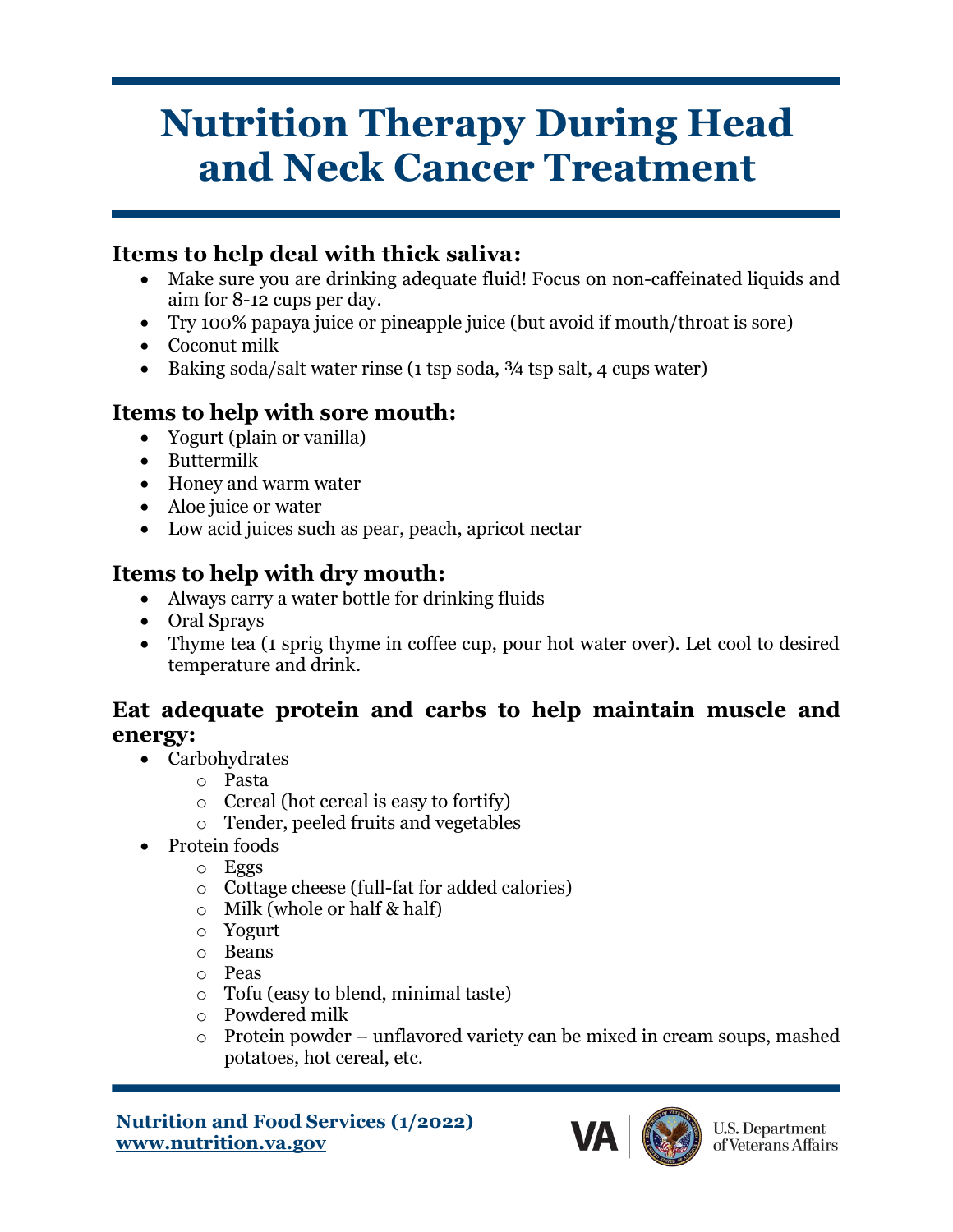# Nutrition Therapy During Head and Neck Cancer Treatment

## Items to help deal with thick saliva:

- Make sure you are drinking adequate fluid! Focus on non-caffeinated liquids and aim for 8-12 cups per day.
- Try 100% papaya juice or pineapple juice (but avoid if mouth/throat is sore)
- Coconut milk
- Baking soda/salt water rinse (1 tsp soda, ¾ tsp salt, 4 cups water)

## Items to help with sore mouth:

- Yogurt (plain or vanilla)
- Buttermilk
- Honey and warm water
- Aloe juice or water
- Low acid juices such as pear, peach, apricot nectar

## Items to help with dry mouth:

- Always carry a water bottle for drinking fluids
- Oral Sprays
- Thyme tea (1 sprig thyme in coffee cup, pour hot water over). Let cool to desired temperature and drink.

## Eat adequate protein and carbs to help maintain muscle and energy:

- Carbohydrates
  - Pasta
  - Cereal (hot cereal is easy to fortify)
  - Tender, peeled fruits and vegetables
- Protein foods
  - Eggs
  - Cottage cheese (full-fat for added calories)
  - Milk (whole or half & half)
  - Yogurt
  - Beans
  - Peas
  - Tofu (easy to blend, minimal taste)
  - Powdered milk
  - Protein powder – unflavored variety can be mixed in cream soups, mashed potatoes, hot cereal, etc.

**Nutrition and Food Services (1/2022)**
**www.nutrition.va.gov**

VA U.S. Department of Veterans Affairs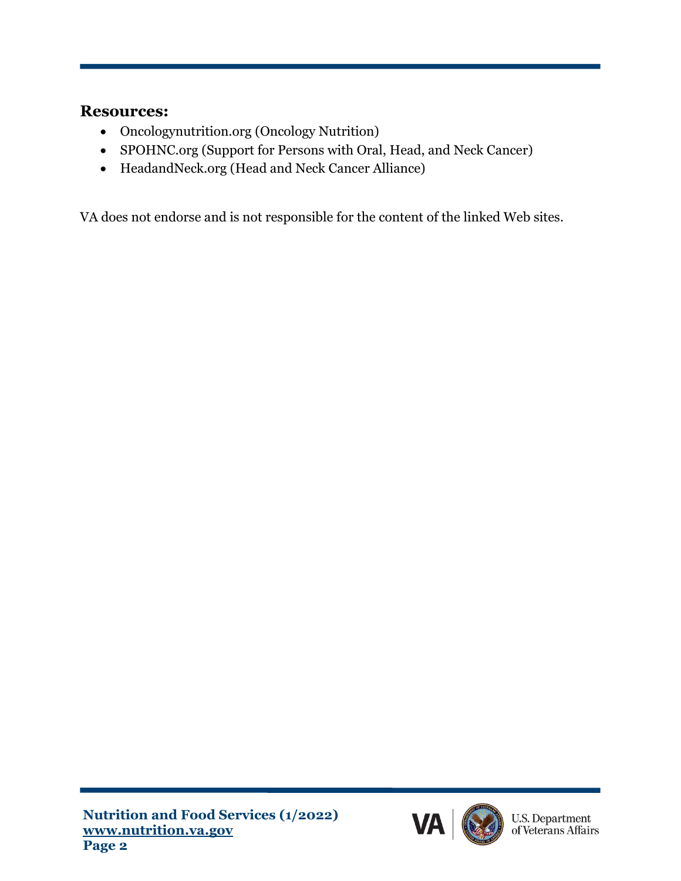## Resources:

- Oncologynutrition.org (Oncology Nutrition)
- SPOHNC.org (Support for Persons with Oral, Head, and Neck Cancer)
- HeadandNeck.org (Head and Neck Cancer Alliance)

VA does not endorse and is not responsible for the content of the linked Web sites.